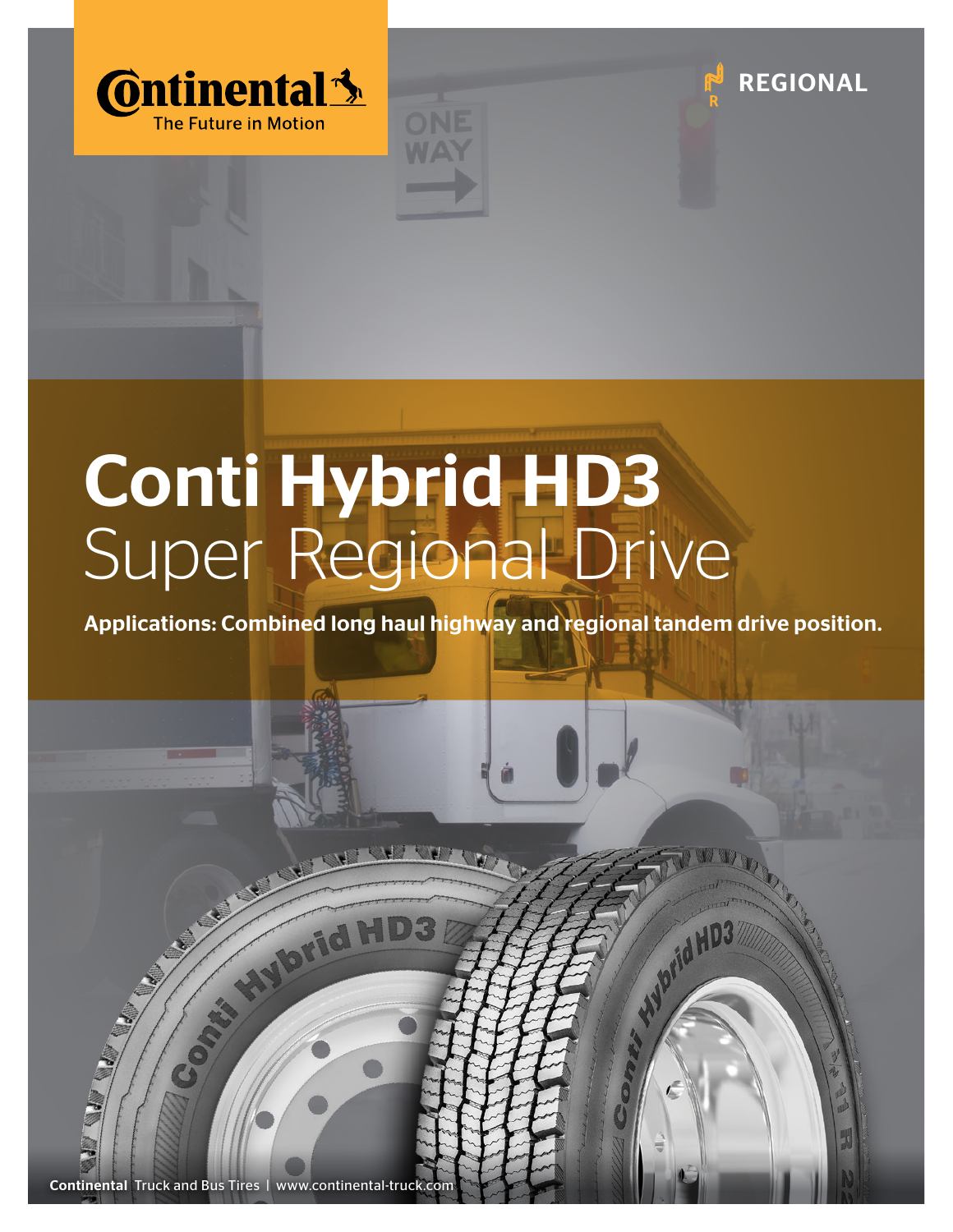Continental
The Future in Motion

REGIONAL

# Conti Hybrid HD3
## Super Regional Drive

**Applications: Combined long haul highway and regional tandem drive position.**

**Continental** Truck and Bus Tires | www.continental-truck.com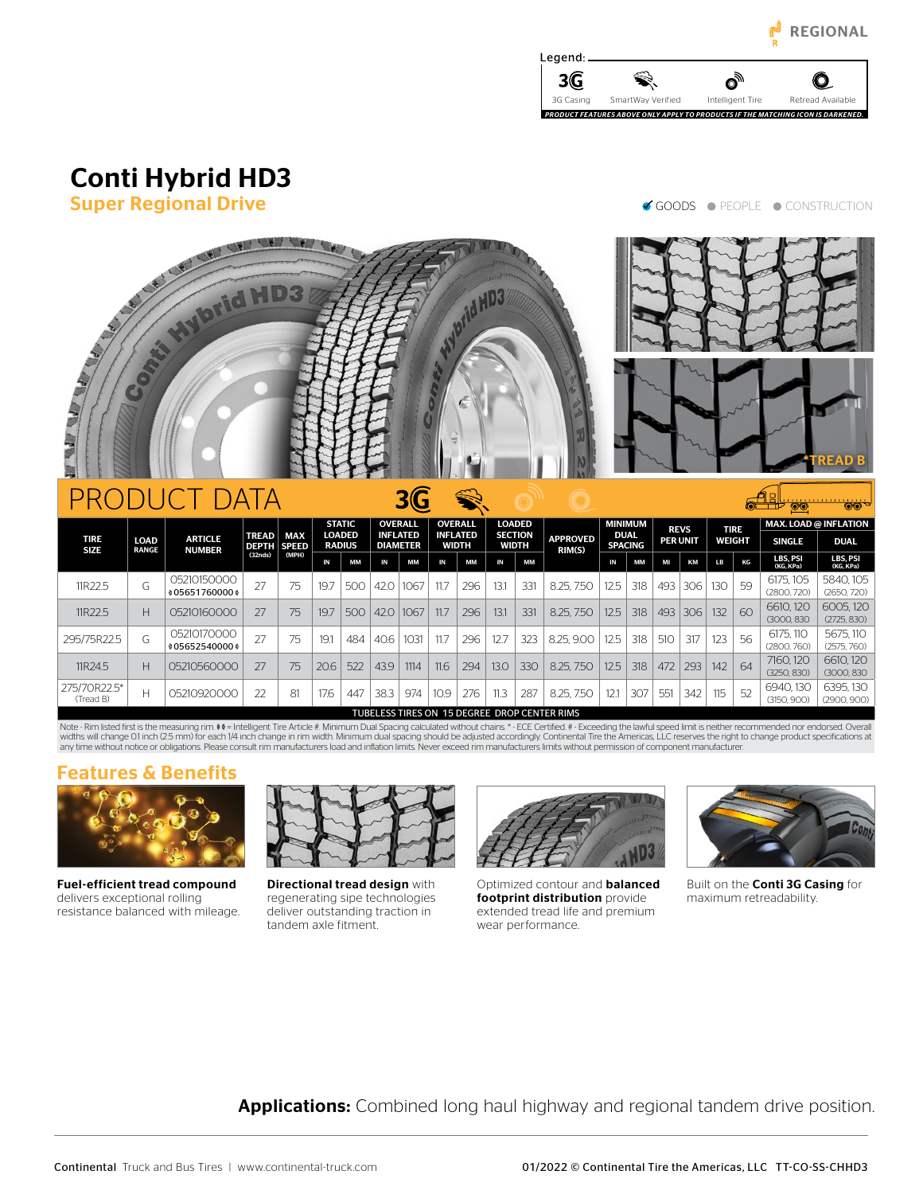REGIONAL

Legend:

3G Casing | SmartWay Verified | Intelligent Tire | Retread Available

PRODUCT FEATURES ABOVE ONLY APPLY TO PRODUCTS IF THE MATCHING ICON IS DARKENED.

# Conti Hybrid HD3

## Super Regional Drive

GOODS • PEOPLE • CONSTRUCTION

*TREAD B

## PRODUCT DATA

| TIRE SIZE | LOAD RANGE | ARTICLE NUMBER | TREAD DEPTH (32nds) | MAX SPEED (MPH) | STATIC LOADED RADIUS | | OVERALL INFLATED DIAMETER | | OVERALL INFLATED WIDTH | | LOADED SECTION WIDTH | | APPROVED RIM(S) | MINIMUM DUAL SPACING | | REVS PER UNIT | | TIRE WEIGHT | | MAX. LOAD @ INFLATION SINGLE | MAX. LOAD @ INFLATION DUAL |
|---|---|---|---|---|---|---|---|---|---|---|---|---|---|---|---|---|---|---|---|---|---|
| | | | | | IN | MM | IN | MM | IN | MM | IN | MM | | IN | MM | MI | KM | LB | KG | LBS, PSI (KG, KPa) | LBS, PSI (KG, KPa) |
| 11R22.5 | G | 05210150000 ◊05651760000◊ | 27 | 75 | 19.7 | 500 | 42.0 | 1067 | 11.7 | 296 | 13.1 | 331 | 8.25, 7.50 | 12.5 | 318 | 493 | 306 | 130 | 59 | 6175, 105 (2800, 720) | 5840, 105 (2650, 720) |
| 11R22.5 | H | 05210160000 | 27 | 75 | 19.7 | 500 | 42.0 | 1067 | 11.7 | 296 | 13.1 | 331 | 8.25, 7.50 | 12.5 | 318 | 493 | 306 | 132 | 60 | 6610, 120 (3000, 830) | 6005, 120 (2725, 830) |
| 295/75R22.5 | G | 05210170000 ◊05652540000◊ | 27 | 75 | 19.1 | 484 | 40.6 | 1031 | 11.7 | 296 | 12.7 | 323 | 8.25, 9.00 | 12.5 | 318 | 510 | 317 | 123 | 56 | 6175, 110 (2800, 760) | 5675, 110 (2575, 760) |
| 11R24.5 | H | 05210560000 | 27 | 75 | 20.6 | 522 | 43.9 | 1114 | 11.6 | 294 | 13.0 | 330 | 8.25, 7.50 | 12.5 | 318 | 472 | 293 | 142 | 64 | 7160, 120 (3250, 830) | 6610, 120 (3000, 830) |
| 275/70R22.5* (Tread B) | H | 05210920000 | 22 | 81 | 17.6 | 447 | 38.3 | 974 | 10.9 | 276 | 11.3 | 287 | 8.25, 7.50 | 12.1 | 307 | 551 | 342 | 115 | 52 | 6940, 130 (3150, 900) | 6395, 130 (2900, 900) |

TUBELESS TIRES ON 15 DEGREE DROP CENTER RIMS

Note - Rim listed first is the measuring rim. ◊◊ = Intelligent Tire Article #. Minimum Dual Spacing calculated without chains. * - ECE Certified. # - Exceeding the lawful speed limit is neither recommended nor endorsed. Overall widths will change 0.1 inch (2.5 mm) for each 1/4 inch change in rim width. Minimum dual spacing should be adjusted accordingly. Continental Tire the Americas, LLC reserves the right to change product specifications at any time without notice or obligations. Please consult rim manufacturers load and inflation limits. Never exceed rim manufacturers limits without permission of component manufacturer.

## Features & Benefits

**Fuel-efficient tread compound** delivers exceptional rolling resistance balanced with mileage.

**Directional tread design** with regenerating sipe technologies deliver outstanding traction in tandem axle fitment.

Optimized contour and **balanced footprint distribution** provide extended tread life and premium wear performance.

Built on the **Conti 3G Casing** for maximum retreadability.

**Applications:** Combined long haul highway and regional tandem drive position.

Continental Truck and Bus Tires | www.continental-truck.com

01/2022 © Continental Tire the Americas, LLC TT-CO-SS-CHHD3